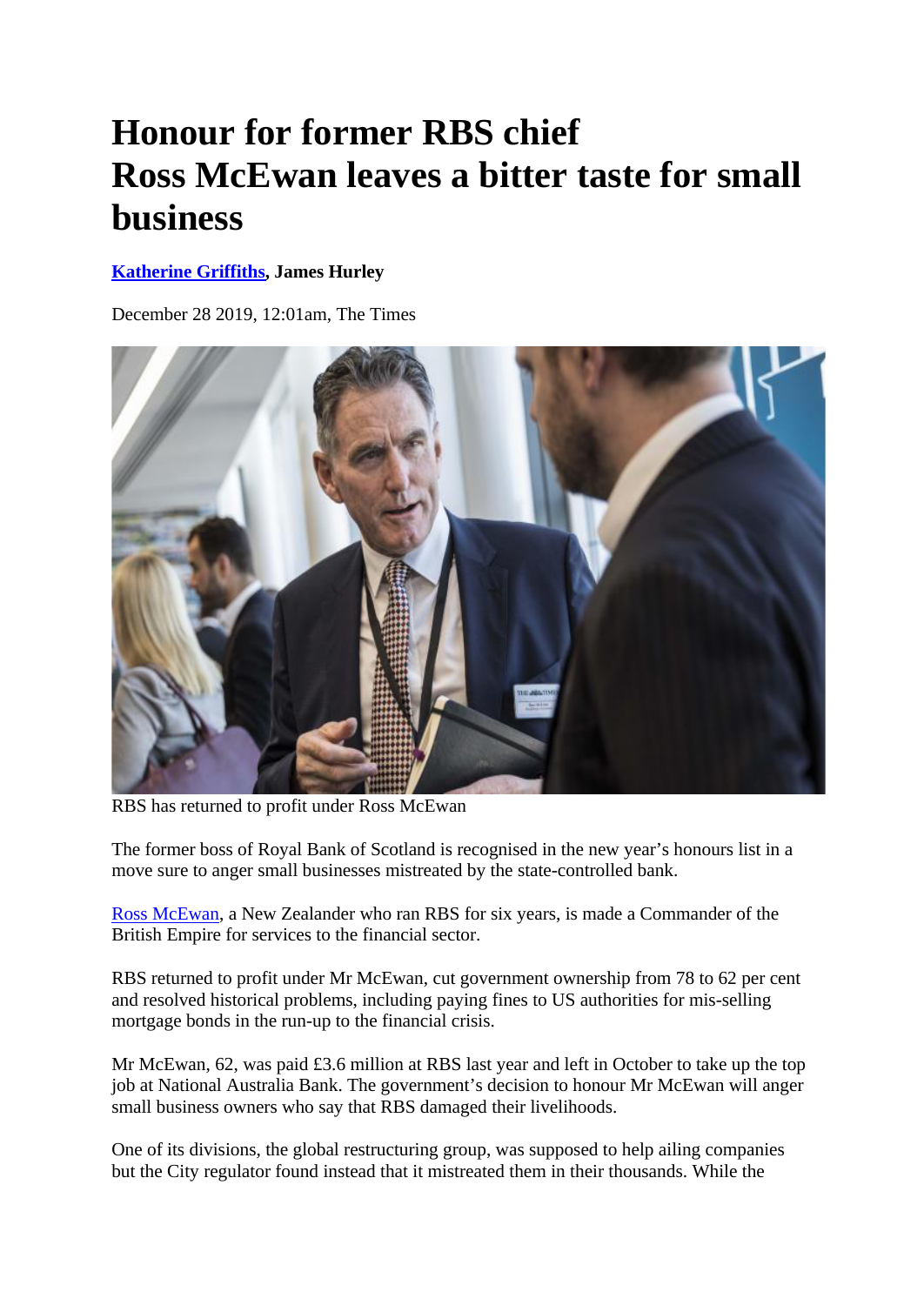# Honour for former RBS chief Ross McEwan leaves a bitter taste for small business

**Katherine Griffiths, James Hurley**

December 28 2019, 12:01am, The Times

RBS has returned to profit under Ross McEwan

The former boss of Royal Bank of Scotland is recognised in the new year's honours list in a move sure to anger small businesses mistreated by the state-controlled bank.

Ross McEwan, a New Zealander who ran RBS for six years, is made a Commander of the British Empire for services to the financial sector.

RBS returned to profit under Mr McEwan, cut government ownership from 78 to 62 per cent and resolved historical problems, including paying fines to US authorities for mis-selling mortgage bonds in the run-up to the financial crisis.

Mr McEwan, 62, was paid £3.6 million at RBS last year and left in October to take up the top job at National Australia Bank. The government's decision to honour Mr McEwan will anger small business owners who say that RBS damaged their livelihoods.

One of its divisions, the global restructuring group, was supposed to help ailing companies but the City regulator found instead that it mistreated them in their thousands. While the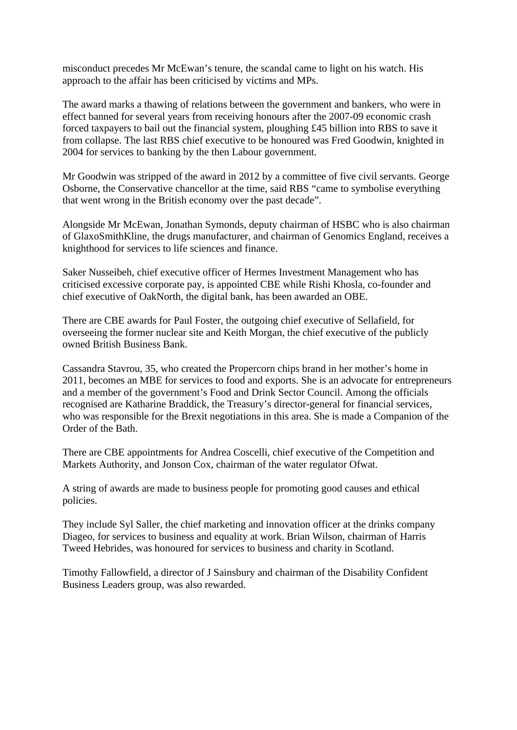misconduct precedes Mr McEwan's tenure, the scandal came to light on his watch. His approach to the affair has been criticised by victims and MPs.

The award marks a thawing of relations between the government and bankers, who were in effect banned for several years from receiving honours after the 2007-09 economic crash forced taxpayers to bail out the financial system, ploughing £45 billion into RBS to save it from collapse. The last RBS chief executive to be honoured was Fred Goodwin, knighted in 2004 for services to banking by the then Labour government.

Mr Goodwin was stripped of the award in 2012 by a committee of five civil servants. George Osborne, the Conservative chancellor at the time, said RBS "came to symbolise everything that went wrong in the British economy over the past decade".

Alongside Mr McEwan, Jonathan Symonds, deputy chairman of HSBC who is also chairman of GlaxoSmithKline, the drugs manufacturer, and chairman of Genomics England, receives a knighthood for services to life sciences and finance.

Saker Nusseibeh, chief executive officer of Hermes Investment Management who has criticised excessive corporate pay, is appointed CBE while Rishi Khosla, co-founder and chief executive of OakNorth, the digital bank, has been awarded an OBE.

There are CBE awards for Paul Foster, the outgoing chief executive of Sellafield, for overseeing the former nuclear site and Keith Morgan, the chief executive of the publicly owned British Business Bank.

Cassandra Stavrou, 35, who created the Propercorn chips brand in her mother's home in 2011, becomes an MBE for services to food and exports. She is an advocate for entrepreneurs and a member of the government's Food and Drink Sector Council. Among the officials recognised are Katharine Braddick, the Treasury's director-general for financial services, who was responsible for the Brexit negotiations in this area. She is made a Companion of the Order of the Bath.

There are CBE appointments for Andrea Coscelli, chief executive of the Competition and Markets Authority, and Jonson Cox, chairman of the water regulator Ofwat.

A string of awards are made to business people for promoting good causes and ethical policies.

They include Syl Saller, the chief marketing and innovation officer at the drinks company Diageo, for services to business and equality at work. Brian Wilson, chairman of Harris Tweed Hebrides, was honoured for services to business and charity in Scotland.

Timothy Fallowfield, a director of J Sainsbury and chairman of the Disability Confident Business Leaders group, was also rewarded.